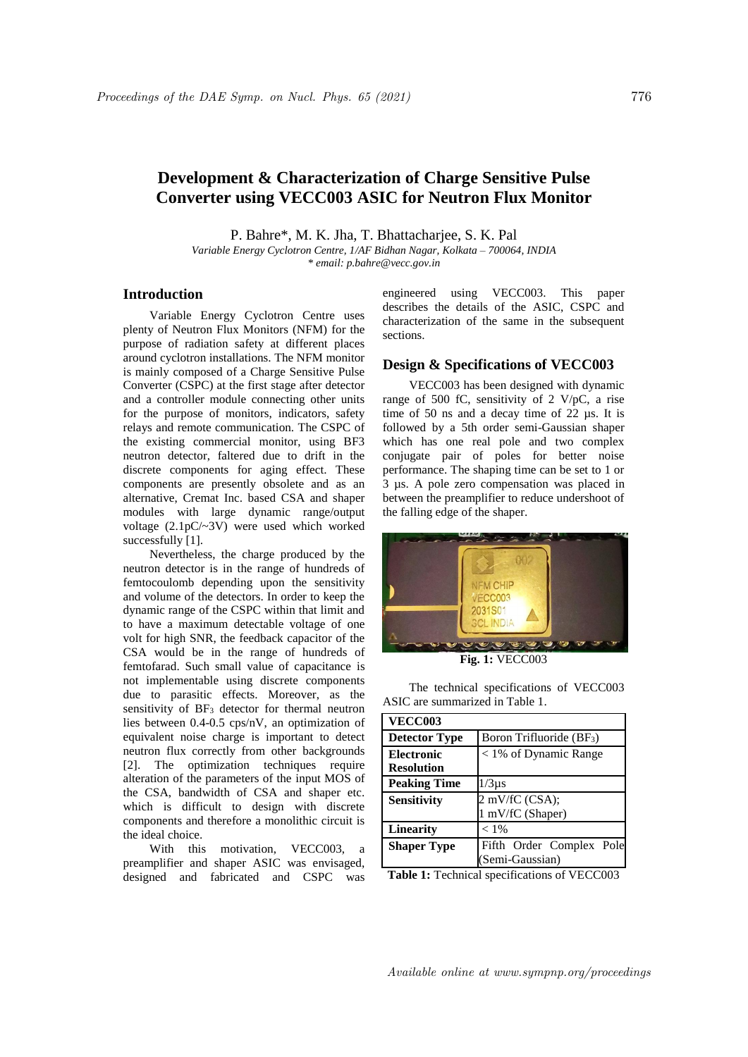# Development & Characterization of Charge Sensitive Pulse Converter using VECC003 ASIC for Neutron Flux Monitor

P. Bahre*, M. K. Jha, T. Bhattacharjee, S. K. Pal

*Variable Energy Cyclotron Centre, 1/AF Bidhan Nagar, Kolkata – 700064, INDIA*
*\* email: p.bahre@vecc.gov.in*

## Introduction

Variable Energy Cyclotron Centre uses plenty of Neutron Flux Monitors (NFM) for the purpose of radiation safety at different places around cyclotron installations. The NFM monitor is mainly composed of a Charge Sensitive Pulse Converter (CSPC) at the first stage after detector and a controller module connecting other units for the purpose of monitors, indicators, safety relays and remote communication. The CSPC of the existing commercial monitor, using BF3 neutron detector, faltered due to drift in the discrete components for aging effect. These components are presently obsolete and as an alternative, Cremat Inc. based CSA and shaper modules with large dynamic range/output voltage (2.1pC/~3V) were used which worked successfully [1].

Nevertheless, the charge produced by the neutron detector is in the range of hundreds of femtocoulomb depending upon the sensitivity and volume of the detectors. In order to keep the dynamic range of the CSPC within that limit and to have a maximum detectable voltage of one volt for high SNR, the feedback capacitor of the CSA would be in the range of hundreds of femtofarad. Such small value of capacitance is not implementable using discrete components due to parasitic effects. Moreover, as the sensitivity of $BF_3$ detector for thermal neutron lies between 0.4-0.5 cps/nV, an optimization of equivalent noise charge is important to detect neutron flux correctly from other backgrounds [2]. The optimization techniques require alteration of the parameters of the input MOS of the CSA, bandwidth of CSA and shaper etc. which is difficult to design with discrete components and therefore a monolithic circuit is the ideal choice.

With this motivation, VECC003, a preamplifier and shaper ASIC was envisaged, designed and fabricated and CSPC was engineered using VECC003. This paper describes the details of the ASIC, CSPC and characterization of the same in the subsequent sections.

## Design & Specifications of VECC003

VECC003 has been designed with dynamic range of 500 fC, sensitivity of 2 V/pC, a rise time of 50 ns and a decay time of 22 µs. It is followed by a 5th order semi-Gaussian shaper which has one real pole and two complex conjugate pair of poles for better noise performance. The shaping time can be set to 1 or 3 µs. A pole zero compensation was placed in between the preamplifier to reduce undershoot of the falling edge of the shaper.

**Fig. 1:** VECC003

The technical specifications of VECC003 ASIC are summarized in Table 1.

| VECC003 | |
|---|---|
| **Detector Type** | Boron Trifluoride ($BF_3$) |
| **Electronic Resolution** | < 1% of Dynamic Range |
| **Peaking Time** | 1/3µs |
| **Sensitivity** | 2 mV/fC (CSA); 1 mV/fC (Shaper) |
| **Linearity** | < 1% |
| **Shaper Type** | Fifth Order Complex Pole (Semi-Gaussian) |

**Table 1:** Technical specifications of VECC003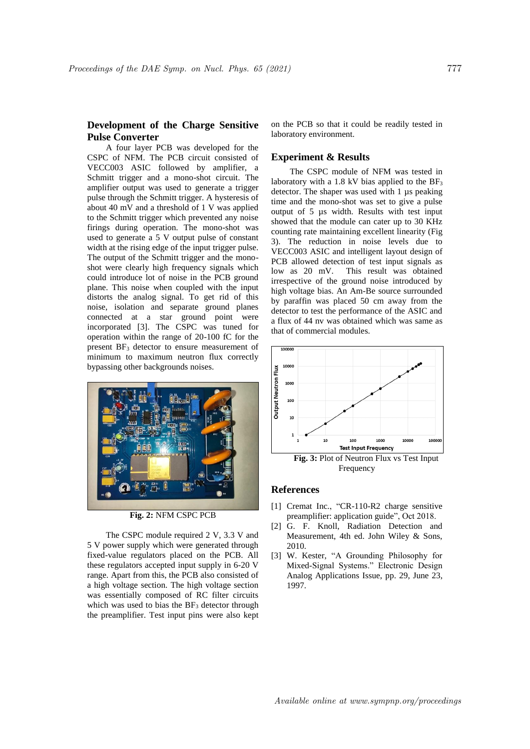## Development of the Charge Sensitive Pulse Converter

A four layer PCB was developed for the CSPC of NFM. The PCB circuit consisted of VECC003 ASIC followed by amplifier, a Schmitt trigger and a mono-shot circuit. The amplifier output was used to generate a trigger pulse through the Schmitt trigger. A hysteresis of about 40 mV and a threshold of 1 V was applied to the Schmitt trigger which prevented any noise firings during operation. The mono-shot was used to generate a 5 V output pulse of constant width at the rising edge of the input trigger pulse. The output of the Schmitt trigger and the mono-shot were clearly high frequency signals which could introduce lot of noise in the PCB ground plane. This noise when coupled with the input distorts the analog signal. To get rid of this noise, isolation and separate ground planes connected at a star ground point were incorporated [3]. The CSPC was tuned for operation within the range of 20-100 fC for the present $BF_3$ detector to ensure measurement of minimum to maximum neutron flux correctly bypassing other backgrounds noises.

**Fig. 2:** NFM CSPC PCB

The CSPC module required 2 V, 3.3 V and 5 V power supply which were generated through fixed-value regulators placed on the PCB. All these regulators accepted input supply in 6-20 V range. Apart from this, the PCB also consisted of a high voltage section. The high voltage section was essentially composed of RC filter circuits which was used to bias the $BF_3$ detector through the preamplifier. Test input pins were also kept on the PCB so that it could be readily tested in laboratory environment.

## Experiment & Results

The CSPC module of NFM was tested in laboratory with a 1.8 kV bias applied to the $BF_3$ detector. The shaper was used with 1 µs peaking time and the mono-shot was set to give a pulse output of 5 µs width. Results with test input showed that the module can cater up to 30 KHz counting rate maintaining excellent linearity (Fig 3). The reduction in noise levels due to VECC003 ASIC and intelligent layout design of PCB allowed detection of test input signals as low as 20 mV. This result was obtained irrespective of the ground noise introduced by high voltage bias. An Am-Be source surrounded by paraffin was placed 50 cm away from the detector to test the performance of the ASIC and a flux of 44 nv was obtained which was same as that of commercial modules.

Output Neutron Flux
100000
10000
1000
100
10
1
1
10
100
1000
10000
100000
Test Input Frequency

**Fig. 3:** Plot of Neutron Flux vs Test Input Frequency

## References

[1] Cremat Inc., "CR-110-R2 charge sensitive preamplifier: application guide", Oct 2018.

[2] G. F. Knoll, Radiation Detection and Measurement, 4th ed. John Wiley & Sons, 2010.

[3] W. Kester, "A Grounding Philosophy for Mixed-Signal Systems." Electronic Design Analog Applications Issue, pp. 29, June 23, 1997.